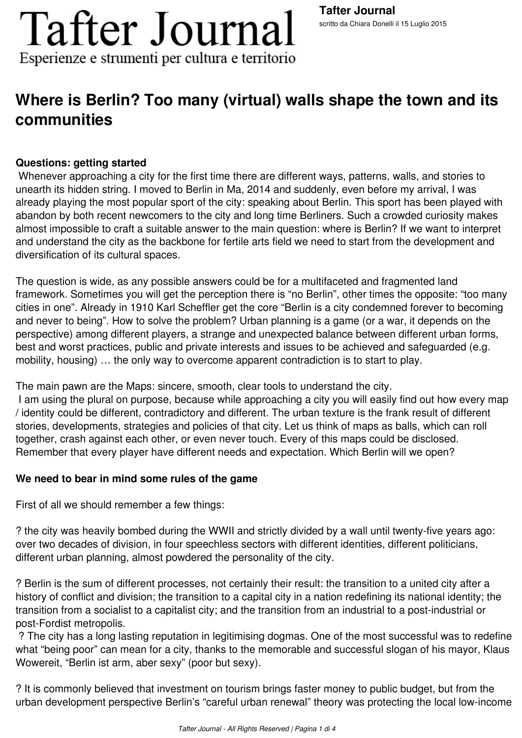# Tafter Journal

Esperienze e strumenti per cultura e territorio

**Tafter Journal**
scritto da Chiara Donelli il 15 Luglio 2015

## Where is Berlin? Too many (virtual) walls shape the town and its communities

### Questions: getting started

Whenever approaching a city for the first time there are different ways, patterns, walls, and stories to unearth its hidden string. I moved to Berlin in Ma, 2014 and suddenly, even before my arrival, I was already playing the most popular sport of the city: speaking about Berlin. This sport has been played with abandon by both recent newcomers to the city and long time Berliners. Such a crowded curiosity makes almost impossible to craft a suitable answer to the main question: where is Berlin? If we want to interpret and understand the city as the backbone for fertile arts field we need to start from the development and diversification of its cultural spaces.

The question is wide, as any possible answers could be for a multifaceted and fragmented land framework. Sometimes you will get the perception there is "no Berlin", other times the opposite: "too many cities in one". Already in 1910 Karl Scheffler get the core "Berlin is a city condemned forever to becoming and never to being". How to solve the problem? Urban planning is a game (or a war, it depends on the perspective) among different players, a strange and unexpected balance between different urban forms, best and worst practices, public and private interests and issues to be achieved and safeguarded (e.g. mobility, housing) … the only way to overcome apparent contradiction is to start to play.

The main pawn are the Maps: sincere, smooth, clear tools to understand the city.
I am using the plural on purpose, because while approaching a city you will easily find out how every map / identity could be different, contradictory and different. The urban texture is the frank result of different stories, developments, strategies and policies of that city. Let us think of maps as balls, which can roll together, crash against each other, or even never touch. Every of this maps could be disclosed. Remember that every player have different needs and expectation. Which Berlin will we open?

### We need to bear in mind some rules of the game

First of all we should remember a few things:

? the city was heavily bombed during the WWII and strictly divided by a wall until twenty-five years ago: over two decades of division, in four speechless sectors with different identities, different politicians, different urban planning, almost powdered the personality of the city.

? Berlin is the sum of different processes, not certainly their result: the transition to a united city after a history of conflict and division; the transition to a capital city in a nation redefining its national identity; the transition from a socialist to a capitalist city; and the transition from an industrial to a post-industrial or post-Fordist metropolis.

? The city has a long lasting reputation in legitimising dogmas. One of the most successful was to redefine what "being poor" can mean for a city, thanks to the memorable and successful slogan of his mayor, Klaus Wowereit, "Berlin ist arm, aber sexy" (poor but sexy).

? It is commonly believed that investment on tourism brings faster money to public budget, but from the urban development perspective Berlin's "careful urban renewal" theory was protecting the local low-income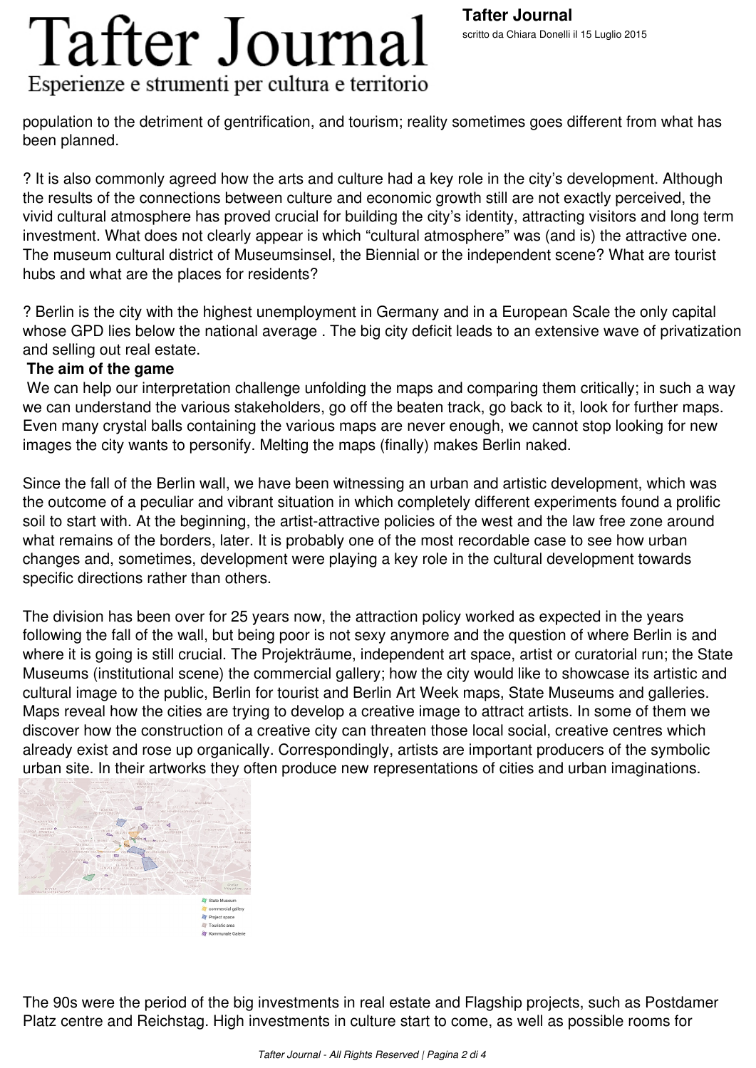population to the detriment of gentrification, and tourism; reality sometimes goes different from what has been planned.

? It is also commonly agreed how the arts and culture had a key role in the city's development. Although the results of the connections between culture and economic growth still are not exactly perceived, the vivid cultural atmosphere has proved crucial for building the city's identity, attracting visitors and long term investment. What does not clearly appear is which "cultural atmosphere" was (and is) the attractive one. The museum cultural district of Museumsinsel, the Biennial or the independent scene? What are tourist hubs and what are the places for residents?

? Berlin is the city with the highest unemployment in Germany and in a European Scale the only capital whose GPD lies below the national average . The big city deficit leads to an extensive wave of privatization and selling out real estate.

**The aim of the game**

We can help our interpretation challenge unfolding the maps and comparing them critically; in such a way we can understand the various stakeholders, go off the beaten track, go back to it, look for further maps. Even many crystal balls containing the various maps are never enough, we cannot stop looking for new images the city wants to personify. Melting the maps (finally) makes Berlin naked.

Since the fall of the Berlin wall, we have been witnessing an urban and artistic development, which was the outcome of a peculiar and vibrant situation in which completely different experiments found a prolific soil to start with. At the beginning, the artist-attractive policies of the west and the law free zone around what remains of the borders, later. It is probably one of the most recordable case to see how urban changes and, sometimes, development were playing a key role in the cultural development towards specific directions rather than others.

The division has been over for 25 years now, the attraction policy worked as expected in the years following the fall of the wall, but being poor is not sexy anymore and the question of where Berlin is and where it is going is still crucial. The Projekträume, independent art space, artist or curatorial run; the State Museums (institutional scene) the commercial gallery; how the city would like to showcase its artistic and cultural image to the public, Berlin for tourist and Berlin Art Week maps, State Museums and galleries. Maps reveal how the cities are trying to develop a creative image to attract artists. In some of them we discover how the construction of a creative city can threaten those local social, creative centres which already exist and rose up organically. Correspondingly, artists are important producers of the symbolic urban site. In their artworks they often produce new representations of cities and urban imaginations.

State Museum
commercial gallery
Project space
Touristic area
Kommunale Galerie

The 90s were the period of the big investments in real estate and Flagship projects, such as Postdamer Platz centre and Reichstag. High investments in culture start to come, as well as possible rooms for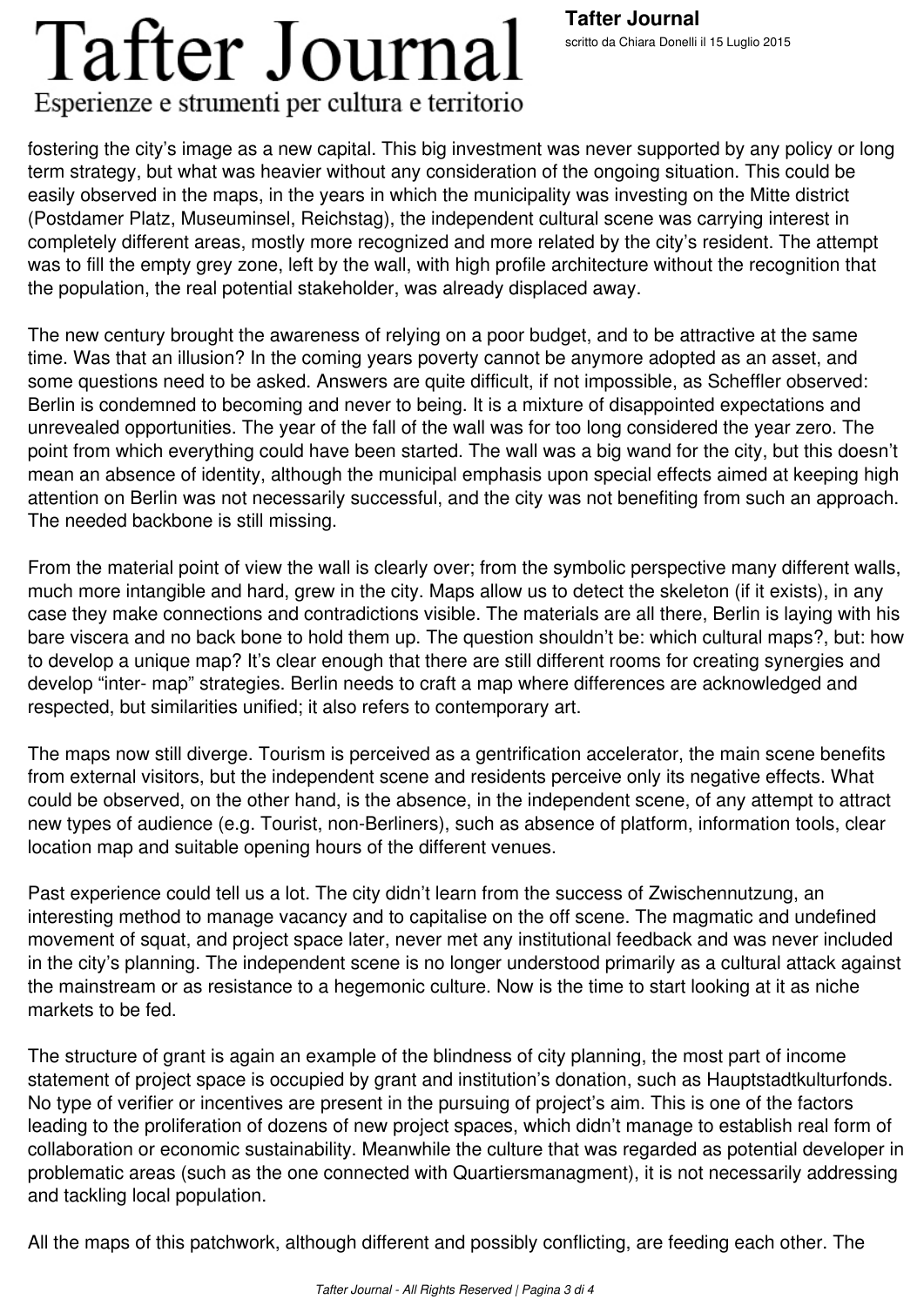fostering the city's image as a new capital. This big investment was never supported by any policy or long term strategy, but what was heavier without any consideration of the ongoing situation. This could be easily observed in the maps, in the years in which the municipality was investing on the Mitte district (Postdamer Platz, Museuminsel, Reichstag), the independent cultural scene was carrying interest in completely different areas, mostly more recognized and more related by the city's resident. The attempt was to fill the empty grey zone, left by the wall, with high profile architecture without the recognition that the population, the real potential stakeholder, was already displaced away.

The new century brought the awareness of relying on a poor budget, and to be attractive at the same time. Was that an illusion? In the coming years poverty cannot be anymore adopted as an asset, and some questions need to be asked. Answers are quite difficult, if not impossible, as Scheffler observed: Berlin is condemned to becoming and never to being. It is a mixture of disappointed expectations and unrevealed opportunities. The year of the fall of the wall was for too long considered the year zero. The point from which everything could have been started. The wall was a big wand for the city, but this doesn't mean an absence of identity, although the municipal emphasis upon special effects aimed at keeping high attention on Berlin was not necessarily successful, and the city was not benefiting from such an approach. The needed backbone is still missing.

From the material point of view the wall is clearly over; from the symbolic perspective many different walls, much more intangible and hard, grew in the city. Maps allow us to detect the skeleton (if it exists), in any case they make connections and contradictions visible. The materials are all there, Berlin is laying with his bare viscera and no back bone to hold them up. The question shouldn't be: which cultural maps?, but: how to develop a unique map? It's clear enough that there are still different rooms for creating synergies and develop "inter- map" strategies. Berlin needs to craft a map where differences are acknowledged and respected, but similarities unified; it also refers to contemporary art.

The maps now still diverge. Tourism is perceived as a gentrification accelerator, the main scene benefits from external visitors, but the independent scene and residents perceive only its negative effects. What could be observed, on the other hand, is the absence, in the independent scene, of any attempt to attract new types of audience (e.g. Tourist, non-Berliners), such as absence of platform, information tools, clear location map and suitable opening hours of the different venues.

Past experience could tell us a lot. The city didn't learn from the success of Zwischennutzung, an interesting method to manage vacancy and to capitalise on the off scene. The magmatic and undefined movement of squat, and project space later, never met any institutional feedback and was never included in the city's planning. The independent scene is no longer understood primarily as a cultural attack against the mainstream or as resistance to a hegemonic culture. Now is the time to start looking at it as niche markets to be fed.

The structure of grant is again an example of the blindness of city planning, the most part of income statement of project space is occupied by grant and institution's donation, such as Hauptstadtkulturfonds. No type of verifier or incentives are present in the pursuing of project's aim. This is one of the factors leading to the proliferation of dozens of new project spaces, which didn't manage to establish real form of collaboration or economic sustainability. Meanwhile the culture that was regarded as potential developer in problematic areas (such as the one connected with Quartiersmanagment), it is not necessarily addressing and tackling local population.

All the maps of this patchwork, although different and possibly conflicting, are feeding each other. The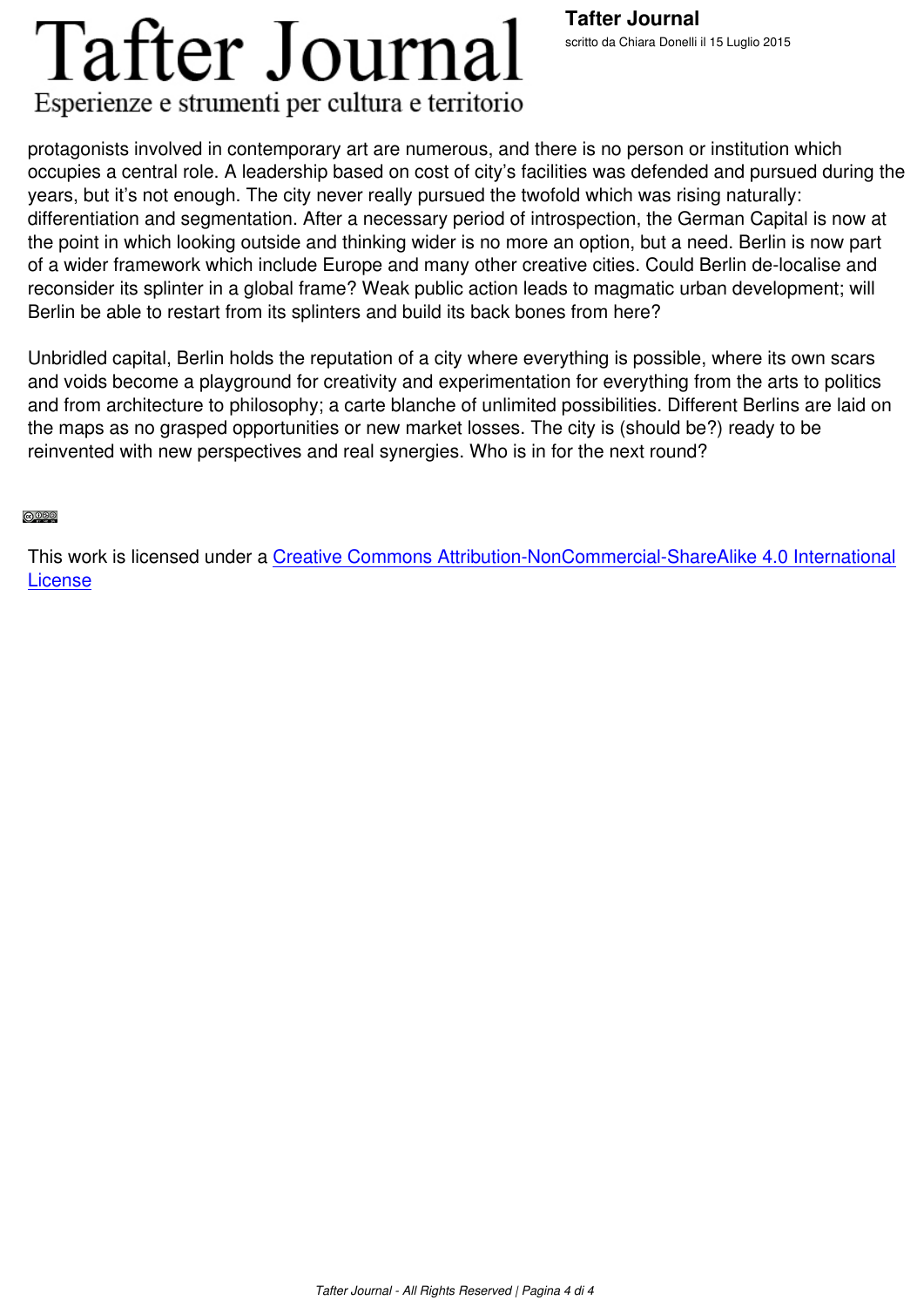protagonists involved in contemporary art are numerous, and there is no person or institution which occupies a central role. A leadership based on cost of city's facilities was defended and pursued during the years, but it's not enough. The city never really pursued the twofold which was rising naturally: differentiation and segmentation. After a necessary period of introspection, the German Capital is now at the point in which looking outside and thinking wider is no more an option, but a need. Berlin is now part of a wider framework which include Europe and many other creative cities. Could Berlin de-localise and reconsider its splinter in a global frame? Weak public action leads to magmatic urban development; will Berlin be able to restart from its splinters and build its back bones from here?

Unbridled capital, Berlin holds the reputation of a city where everything is possible, where its own scars and voids become a playground for creativity and experimentation for everything from the arts to politics and from architecture to philosophy; a carte blanche of unlimited possibilities. Different Berlins are laid on the maps as no grasped opportunities or new market losses. The city is (should be?) ready to be reinvented with new perspectives and real synergies. Who is in for the next round?

This work is licensed under a [Creative Commons Attribution-NonCommercial-ShareAlike 4.0 International License]